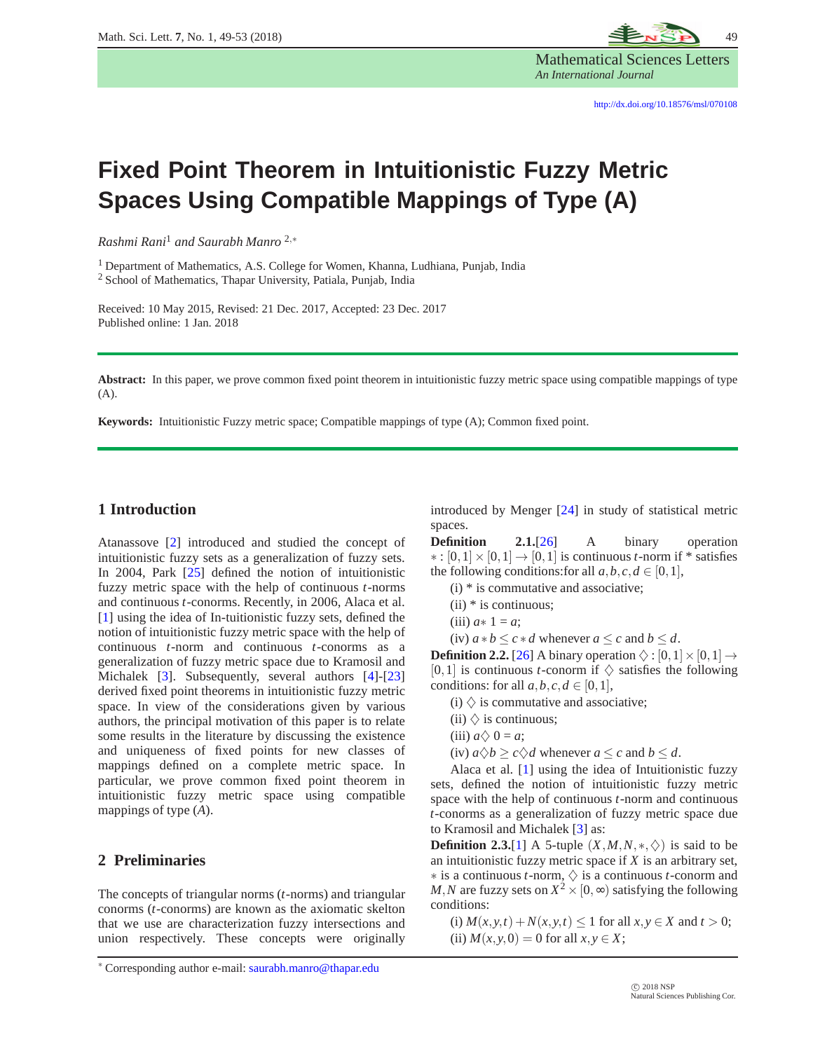# Fixed Point Theorem in Intuitionistic Fuzzy Metric Spaces Using Compatible Mappings of Type (A)

*Rashmi Rani*[1] *and Saurabh Manro* [2,*]

[1] Department of Mathematics, A.S. College for Women, Khanna, Ludhiana, Punjab, India
[2] School of Mathematics, Thapar University, Patiala, Punjab, India

Received: 10 May 2015, Revised: 21 Dec. 2017, Accepted: 23 Dec. 2017
Published online: 1 Jan. 2018

**Abstract:** In this paper, we prove common fixed point theorem in intuitionistic fuzzy metric space using compatible mappings of type (A).

**Keywords:** Intuitionistic Fuzzy metric space; Compatible mappings of type (A); Common fixed point.

## 1 Introduction

Atanassove [2] introduced and studied the concept of intuitionistic fuzzy sets as a generalization of fuzzy sets. In 2004, Park [25] defined the notion of intuitionistic fuzzy metric space with the help of continuous $t$-norms and continuous $t$-conorms. Recently, in 2006, Alaca et al. [1] using the idea of In-tuitionistic fuzzy sets, defined the notion of intuitionistic fuzzy metric space with the help of continuous $t$-norm and continuous $t$-conorms as a generalization of fuzzy metric space due to Kramosil and Michalek [3]. Subsequently, several authors [4]-[23] derived fixed point theorems in intuitionistic fuzzy metric space. In view of the considerations given by various authors, the principal motivation of this paper is to relate some results in the literature by discussing the existence and uniqueness of fixed points for new classes of mappings defined on a complete metric space. In particular, we prove common fixed point theorem in intuitionistic fuzzy metric space using compatible mappings of type ($A$).

## 2 Preliminaries

The concepts of triangular norms ($t$-norms) and triangular conorms ($t$-conorms) are known as the axiomatic skelton that we use are characterization fuzzy intersections and union respectively. These concepts were originally introduced by Menger [24] in study of statistical metric spaces.

**Definition 2.1.**[26] A binary operation $*: [0,1] \times [0,1] \to [0,1]$ is continuous $t$-norm if * satisfies the following conditions:for all $a,b,c,d \in [0,1]$,

(i) * is commutative and associative;

(ii) * is continuous;

(iii) $a * 1 = a$;

(iv) $a * b \leq c * d$ whenever $a \leq c$ and $b \leq d$.

**Definition 2.2.** [26] A binary operation $\diamondsuit : [0,1] \times [0,1] \to [0,1]$ is continuous $t$-conorm if $\diamondsuit$ satisfies the following conditions: for all $a,b,c,d \in [0,1]$,

(i) $\diamondsuit$ is commutative and associative;

(ii) $\diamondsuit$ is continuous;

(iii) $a \diamondsuit 0 = a$;

(iv) $a \diamondsuit b \geq c \diamondsuit d$ whenever $a \leq c$ and $b \leq d$.

Alaca et al. [1] using the idea of Intuitionistic fuzzy sets, defined the notion of intuitionistic fuzzy metric space with the help of continuous $t$-norm and continuous $t$-conorms as a generalization of fuzzy metric space due to Kramosil and Michalek [3] as:

**Definition 2.3.**[1] A 5-tuple $(X, M, N, *, \diamondsuit)$ is said to be an intuitionistic fuzzy metric space if $X$ is an arbitrary set, $*$ is a continuous $t$-norm, $\diamondsuit$ is a continuous $t$-conorm and $M, N$ are fuzzy sets on $X^2 \times [0, \infty)$ satisfying the following conditions:

(i) $M(x,y,t) + N(x,y,t) \leq 1$ for all $x,y \in X$ and $t > 0$;

(ii) $M(x,y,0) = 0$ for all $x,y \in X$;

* Corresponding author e-mail: saurabh.manro@thapar.edu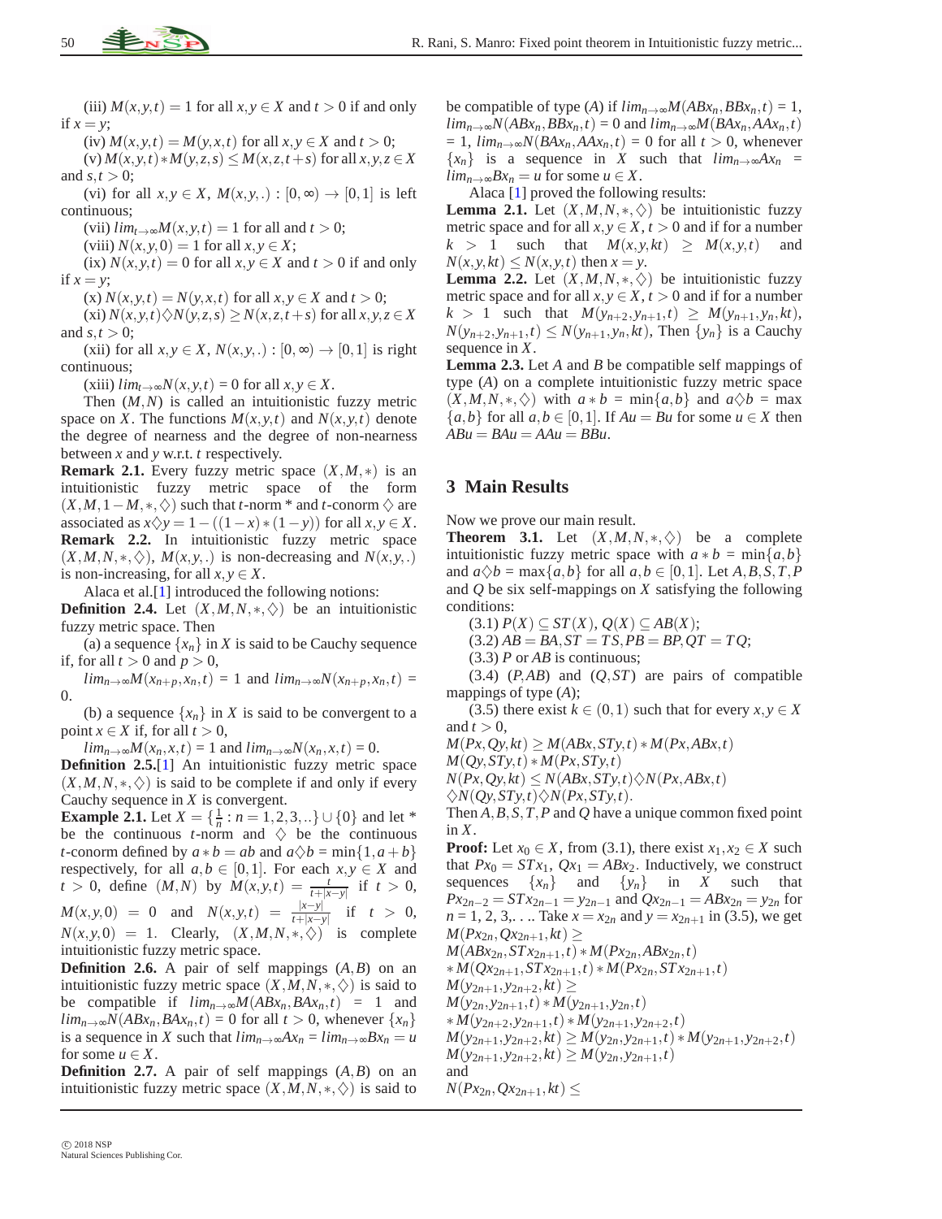(iii) $M(x,y,t) = 1$ for all $x,y \in X$ and $t > 0$ if and only if $x = y$;

(iv) $M(x,y,t) = M(y,x,t)$ for all $x,y \in X$ and $t > 0$;

(v) $M(x,y,t) * M(y,z,s) \leq M(x,z,t+s)$ for all $x,y,z \in X$ and $s,t > 0$;

(vi) for all $x,y \in X$, $M(x,y,.) : [0,\infty) \rightarrow [0,1]$ is left continuous;

(vii) $lim_{t\rightarrow\infty} M(x,y,t) = 1$ for all and $t > 0$;

(viii) $N(x,y,0) = 1$ for all $x,y \in X$;

(ix) $N(x,y,t) = 0$ for all $x,y \in X$ and $t > 0$ if and only if $x = y$;

(x) $N(x,y,t) = N(y,x,t)$ for all $x,y \in X$ and $t > 0$;

(xi) $N(x,y,t) \diamondsuit N(y,z,s) \geq N(x,z,t+s)$ for all $x,y,z \in X$ and $s,t > 0$;

(xii) for all $x,y \in X$, $N(x,y,.) : [0,\infty) \rightarrow [0,1]$ is right continuous;

(xiii) $lim_{t\rightarrow\infty} N(x,y,t) = 0$ for all $x,y \in X$.

Then $(M,N)$ is called an intuitionistic fuzzy metric space on $X$. The functions $M(x,y,t)$ and $N(x,y,t)$ denote the degree of nearness and the degree of non-nearness between $x$ and $y$ w.r.t. $t$ respectively.

**Remark 2.1.** Every fuzzy metric space $(X,M,*)$ is an intuitionistic fuzzy metric space of the form $(X,M,1-M,*,\diamondsuit)$ such that $t$-norm * and $t$-conorm $\diamondsuit$ are associated as $x\diamondsuit y = 1-((1-x)*(1-y))$ for all $x,y \in X$.

**Remark 2.2.** In intuitionistic fuzzy metric space $(X,M,N,*,\diamondsuit)$, $M(x,y,.)$ is non-decreasing and $N(x,y,.)$ is non-increasing, for all $x,y \in X$.

Alaca et al.[1] introduced the following notions:

**Definition 2.4.** Let $(X,M,N,*,\diamondsuit)$ be an intuitionistic fuzzy metric space. Then

(a) a sequence $\{x_n\}$ in $X$ is said to be Cauchy sequence if, for all $t > 0$ and $p > 0$,

$lim_{n\rightarrow\infty} M(x_{n+p},x_n,t) = 1$ and $lim_{n\rightarrow\infty} N(x_{n+p},x_n,t) = 0$.

(b) a sequence $\{x_n\}$ in $X$ is said to be convergent to a point $x \in X$ if, for all $t > 0$,

$lim_{n\rightarrow\infty} M(x_n,x,t) = 1$ and $lim_{n\rightarrow\infty} N(x_n,x,t) = 0$.

**Definition 2.5.**[1] An intuitionistic fuzzy metric space $(X,M,N,*,\diamondsuit)$ is said to be complete if and only if every Cauchy sequence in $X$ is convergent.

**Example 2.1.** Let $X = \{\frac{1}{n} : n = 1,2,3,..\} \cup \{0\}$ and let * be the continuous $t$-norm and $\diamondsuit$ be the continuous $t$-conorm defined by $a*b = ab$ and $a\diamondsuit b = \min\{1, a+b\}$ respectively, for all $a,b \in [0,1]$. For each $x,y \in X$ and $t > 0$, define $(M,N)$ by $M(x,y,t) = \frac{t}{t+|x-y|}$ if $t > 0$, $M(x,y,0) = 0$ and $N(x,y,t) = \frac{|x-y|}{t+|x-y|}$ if $t > 0$, $N(x,y,0) = 1$. Clearly, $(X,M,N,*,\diamondsuit)$ is complete intuitionistic fuzzy metric space.

**Definition 2.6.** A pair of self mappings $(A,B)$ on an intuitionistic fuzzy metric space $(X,M,N,*,\diamondsuit)$ is said to be compatible if $lim_{n\rightarrow\infty} M(ABx_n,BAx_n,t) = 1$ and $lim_{n\rightarrow\infty} N(ABx_n,BAx_n,t) = 0$ for all $t > 0$, whenever $\{x_n\}$ is a sequence in $X$ such that $lim_{n\rightarrow\infty} Ax_n = lim_{n\rightarrow\infty} Bx_n = u$ for some $u \in X$.

**Definition 2.7.** A pair of self mappings $(A,B)$ on an intuitionistic fuzzy metric space $(X,M,N,*,\diamondsuit)$ is said to be compatible of type $(A)$ if $lim_{n\rightarrow\infty} M(ABx_n,BBx_n,t) = 1$, $lim_{n\rightarrow\infty} N(ABx_n,BBx_n,t) = 0$ and $lim_{n\rightarrow\infty} M(BAx_n,AAx_n,t) = 1$, $lim_{n\rightarrow\infty} N(BAx_n,AAx_n,t) = 0$ for all $t > 0$, whenever $\{x_n\}$ is a sequence in $X$ such that $lim_{n\rightarrow\infty} Ax_n = lim_{n\rightarrow\infty} Bx_n = u$ for some $u \in X$.

Alaca [1] proved the following results:

**Lemma 2.1.** Let $(X,M,N,*,\diamondsuit)$ be intuitionistic fuzzy metric space and for all $x,y \in X$, $t > 0$ and if for a number $k > 1$ such that $M(x,y,kt) \geq M(x,y,t)$ and $N(x,y,kt) \leq N(x,y,t)$ then $x = y$.

**Lemma 2.2.** Let $(X,M,N,*,\diamondsuit)$ be intuitionistic fuzzy metric space and for all $x,y \in X$, $t > 0$ and if for a number $k > 1$ such that $M(y_{n+2},y_{n+1},t) \geq M(y_{n+1},y_n,kt)$, $N(y_{n+2},y_{n+1},t) \leq N(y_{n+1},y_n,kt)$, Then $\{y_n\}$ is a Cauchy sequence in $X$.

**Lemma 2.3.** Let $A$ and $B$ be compatible self mappings of type $(A)$ on a complete intuitionistic fuzzy metric space $(X,M,N,*,\diamondsuit)$ with $a*b = \min\{a,b\}$ and $a\diamondsuit b = \max\{a,b\}$ for all $a,b \in [0,1]$. If $Au = Bu$ for some $u \in X$ then $ABu = BAu = AAu = BBu$.

## 3 Main Results

Now we prove our main result.

**Theorem 3.1.** Let $(X,M,N,*,\diamondsuit)$ be a complete intuitionistic fuzzy metric space with $a*b = \min\{a,b\}$ and $a\diamondsuit b = \max\{a,b\}$ for all $a,b \in [0,1]$. Let $A,B,S,T,P$ and $Q$ be six self-mappings on $X$ satisfying the following conditions:

(3.1) $P(X) \subseteq ST(X)$, $Q(X) \subseteq AB(X)$;

(3.2) $AB = BA, ST = TS, PB = BP, QT = TQ$;

(3.3) $P$ or $AB$ is continuous;

(3.4) $(P,AB)$ and $(Q,ST)$ are pairs of compatible mappings of type $(A)$;

(3.5) there exist $k \in (0,1)$ such that for every $x,y \in X$ and $t > 0$,

$M(Px,Qy,kt) \geq M(ABx,STy,t) * M(Px,ABx,t)$
$M(Qy,STy,t) * M(Px,STy,t)$
$N(Px,Qy,kt) \leq N(ABx,STy,t) \diamondsuit N(Px,ABx,t)$
$\diamondsuit N(Qy,STy,t) \diamondsuit N(Px,STy,t)$.

Then $A,B,S,T,P$ and $Q$ have a unique common fixed point in $X$.

**Proof:** Let $x_0 \in X$, from (3.1), there exist $x_1,x_2 \in X$ such that $Px_0 = STx_1$, $Qx_1 = ABx_2$. Inductively, we construct sequences $\{x_n\}$ and $\{y_n\}$ in $X$ such that $Px_{2n-2} = STx_{2n-1} = y_{2n-1}$ and $Qx_{2n-1} = ABx_{2n} = y_{2n}$ for $n = 1, 2, 3, \ldots$. Take $x = x_{2n}$ and $y = x_{2n+1}$ in (3.5), we get

$M(Px_{2n},Qx_{2n+1},kt) \geq$
$M(ABx_{2n},STx_{2n+1},t) * M(Px_{2n},ABx_{2n},t)$
$* M(Qx_{2n+1},STx_{2n+1},t) * M(Px_{2n},STx_{2n+1},t)$
$M(y_{2n+1},y_{2n+2},kt) \geq$
$M(y_{2n},y_{2n+1},t) * M(y_{2n+1},y_{2n},t)$
$* M(y_{2n+2},y_{2n+1},t) * M(y_{2n+1},y_{2n+2},t)$
$M(y_{2n+1},y_{2n+2},kt) \geq M(y_{2n},y_{2n+1},t) * M(y_{2n+1},y_{2n+2},t)$
$M(y_{2n+1},y_{2n+2},kt) \geq M(y_{2n},y_{2n+1},t)$

and

$N(Px_{2n},Qx_{2n+1},kt) \leq$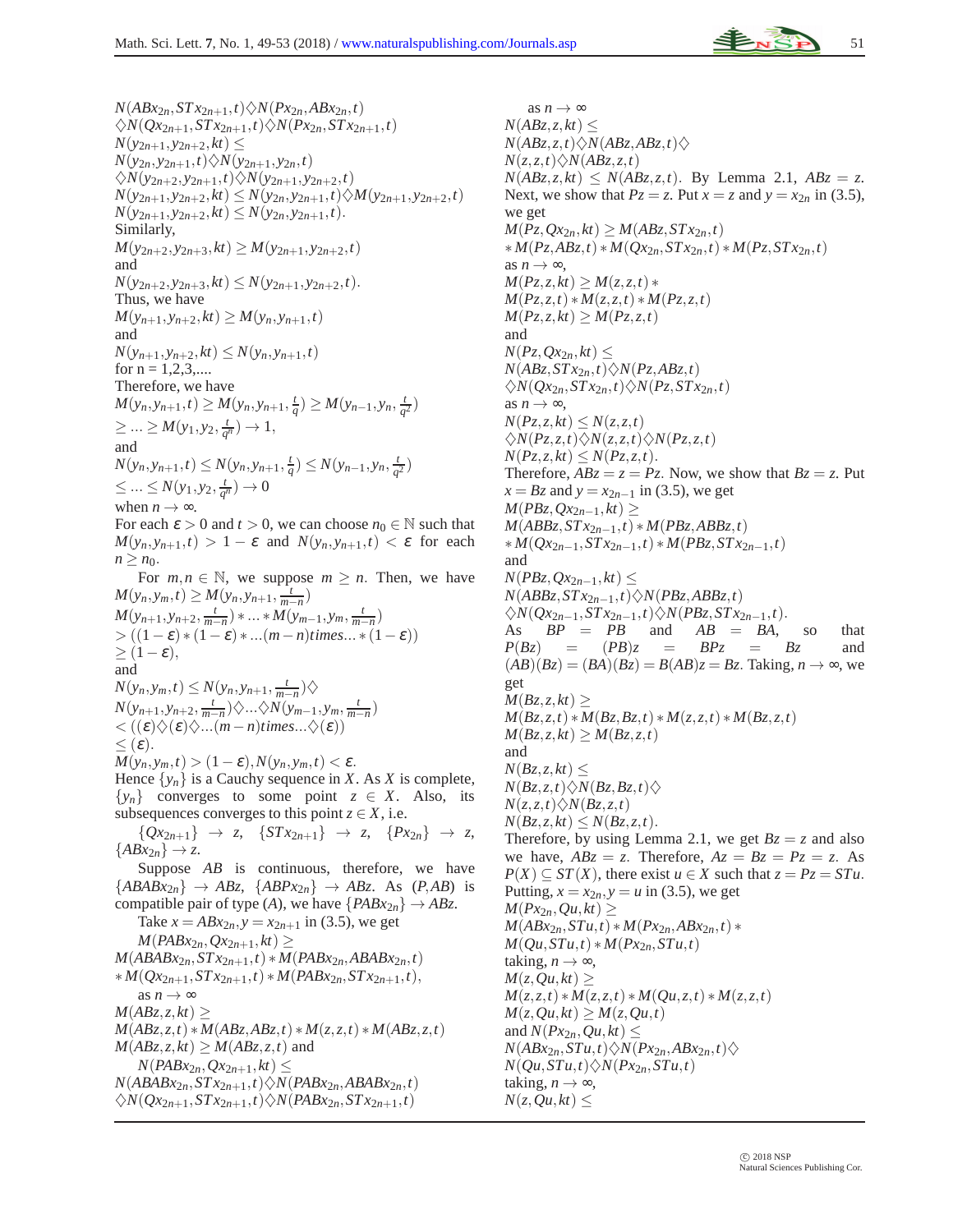$N(ABx_{2n}, STx_{2n+1}, t) \diamondsuit N(Px_{2n}, ABx_{2n}, t)$
$\diamondsuit N(Qx_{2n+1}, STx_{2n+1}, t) \diamondsuit N(Px_{2n}, STx_{2n+1}, t)$
$N(y_{2n+1}, y_{2n+2}, kt) \leq$
$N(y_{2n}, y_{2n+1}, t) \diamondsuit N(y_{2n+1}, y_{2n}, t)$
$\diamondsuit N(y_{2n+2}, y_{2n+1}, t) \diamondsuit N(y_{2n+1}, y_{2n+2}, t)$
$N(y_{2n+1}, y_{2n+2}, kt) \leq N(y_{2n}, y_{2n+1}, t) \diamondsuit M(y_{2n+1}, y_{2n+2}, t)$
$N(y_{2n+1}, y_{2n+2}, kt) \leq N(y_{2n}, y_{2n+1}, t)$.
Similarly,
$M(y_{2n+2}, y_{2n+3}, kt) \geq M(y_{2n+1}, y_{2n+2}, t)$
and
$N(y_{2n+2}, y_{2n+3}, kt) \leq N(y_{2n+1}, y_{2n+2}, t)$.
Thus, we have
$M(y_{n+1}, y_{n+2}, kt) \geq M(y_n, y_{n+1}, t)$
and
$N(y_{n+1}, y_{n+2}, kt) \leq N(y_n, y_{n+1}, t)$
for n = 1,2,3,....
Therefore, we have
$M(y_n, y_{n+1}, t) \geq M(y_n, y_{n+1}, \frac{t}{q}) \geq M(y_{n-1}, y_n, \frac{t}{q^2})$
$\geq ... \geq M(y_1, y_2, \frac{t}{q^n}) \to 1$,
and
$N(y_n, y_{n+1}, t) \leq N(y_n, y_{n+1}, \frac{t}{q}) \leq N(y_{n-1}, y_n, \frac{t}{q^2})$
$\leq ... \leq N(y_1, y_2, \frac{t}{q^n}) \to 0$
when $n \to \infty$.
For each $\varepsilon > 0$ and $t > 0$, we can choose $n_0 \in \mathbb{N}$ such that $M(y_n, y_{n+1}, t) > 1 - \varepsilon$ and $N(y_n, y_{n+1}, t) < \varepsilon$ for each $n \geq n_0$.

For $m, n \in \mathbb{N}$, we suppose $m \geq n$. Then, we have
$M(y_n, y_m, t) \geq M(y_n, y_{n+1}, \frac{t}{m-n})$
$M(y_{n+1}, y_{n+2}, \frac{t}{m-n}) * ... * M(y_{m-1}, y_m, \frac{t}{m-n})$
$> ((1-\varepsilon) * (1-\varepsilon) * ...(m-n) times... * (1-\varepsilon))$
$\geq (1-\varepsilon)$,
and
$N(y_n, y_m, t) \leq N(y_n, y_{n+1}, \frac{t}{m-n}) \diamondsuit$
$N(y_{n+1}, y_{n+2}, \frac{t}{m-n}) \diamondsuit ... \diamondsuit N(y_{m-1}, y_m, \frac{t}{m-n})$
$< ((\varepsilon) \diamondsuit (\varepsilon) \diamondsuit ...(m-n) times... \diamondsuit (\varepsilon))$
$\leq (\varepsilon)$.
$M(y_n, y_m, t) > (1-\varepsilon), N(y_n, y_m, t) < \varepsilon$.
Hence $\{y_n\}$ is a Cauchy sequence in $X$. As $X$ is complete, $\{y_n\}$ converges to some point $z \in X$. Also, its subsequences converges to this point $z \in X$, i.e.

$\{Qx_{2n+1}\} \to z$, $\{STx_{2n+1}\} \to z$, $\{Px_{2n}\} \to z$, $\{ABx_{2n}\} \to z$.

Suppose $AB$ is continuous, therefore, we have $\{ABABx_{2n}\} \to ABz$, $\{ABPx_{2n}\} \to ABz$. As $(P, AB)$ is compatible pair of type $(A)$, we have $\{PABx_{2n}\} \to ABz$.

Take $x = ABx_{2n}, y = x_{2n+1}$ in (3.5), we get
$M(PABx_{2n}, Qx_{2n+1}, kt) \geq$
$M(ABABx_{2n}, STx_{2n+1}, t) * M(PABx_{2n}, ABABx_{2n}, t)$
$* M(Qx_{2n+1}, STx_{2n+1}, t) * M(PABx_{2n}, STx_{2n+1}, t)$,
as $n \to \infty$
$M(ABz, z, kt) \geq$
$M(ABz, z, t) * M(ABz, ABz, t) * M(z, z, t) * M(ABz, z, t)$
$M(ABz, z, kt) \geq M(ABz, z, t)$ and
$N(PABx_{2n}, Qx_{2n+1}, kt) \leq$
$N(ABABx_{2n}, STx_{2n+1}, t) \diamondsuit N(PABx_{2n}, ABABx_{2n}, t)$
$\diamondsuit N(Qx_{2n+1}, STx_{2n+1}, t) \diamondsuit N(PABx_{2n}, STx_{2n+1}, t)$
as $n \to \infty$
$N(ABz, z, kt) \leq$
$N(ABz, z, t) \diamondsuit N(ABz, ABz, t) \diamondsuit$
$N(z, z, t) \diamondsuit N(ABz, z, t)$
$N(ABz, z, kt) \leq N(ABz, z, t)$. By Lemma 2.1, $ABz = z$. Next, we show that $Pz = z$. Put $x = z$ and $y = x_{2n}$ in (3.5), we get
$M(Pz, Qx_{2n}, kt) \geq M(ABz, STx_{2n}, t)$
$* M(Pz, ABz, t) * M(Qx_{2n}, STx_{2n}, t) * M(Pz, STx_{2n}, t)$
as $n \to \infty$,
$M(Pz, z, kt) \geq M(z, z, t) *$
$M(Pz, z, t) * M(z, z, t) * M(Pz, z, t)$
$M(Pz, z, kt) \geq M(Pz, z, t)$
and
$N(Pz, Qx_{2n}, kt) \leq$
$N(ABz, STx_{2n}, t) \diamondsuit N(Pz, ABz, t)$
$\diamondsuit N(Qx_{2n}, STx_{2n}, t) \diamondsuit N(Pz, STx_{2n}, t)$
as $n \to \infty$,
$N(Pz, z, kt) \leq N(z, z, t)$
$\diamondsuit N(Pz, z, t) \diamondsuit N(z, z, t) \diamondsuit N(Pz, z, t)$
$N(Pz, z, kt) \leq N(Pz, z, t)$.
Therefore, $ABz = z = Pz$. Now, we show that $Bz = z$. Put $x = Bz$ and $y = x_{2n-1}$ in (3.5), we get
$M(PBz, Qx_{2n-1}, kt) \geq$
$M(ABBz, STx_{2n-1}, t) * M(PBz, ABBz, t)$
$* M(Qx_{2n-1}, STx_{2n-1}, t) * M(PBz, STx_{2n-1}, t)$
and
$N(PBz, Qx_{2n-1}, kt) \leq$
$N(ABBz, STx_{2n-1}, t) \diamondsuit N(PBz, ABBz, t)$
$\diamondsuit N(Qx_{2n-1}, STx_{2n-1}, t) \diamondsuit N(PBz, STx_{2n-1}, t)$.
As $BP = PB$ and $AB = BA$, so that $P(Bz) = (PB)z = BPz = Bz$ and $(AB)(Bz) = (BA)(Bz) = B(AB)z = Bz$. Taking, $n \to \infty$, we get
$M(Bz, z, kt) \geq$
$M(Bz, z, t) * M(Bz, Bz, t) * M(z, z, t) * M(Bz, z, t)$
$M(Bz, z, kt) \geq M(Bz, z, t)$
and
$N(Bz, z, kt) \leq$
$N(Bz, z, t) \diamondsuit N(Bz, Bz, t) \diamondsuit$
$N(z, z, t) \diamondsuit N(Bz, z, t)$
$N(Bz, z, kt) \leq N(Bz, z, t)$.
Therefore, by using Lemma 2.1, we get $Bz = z$ and also we have, $ABz = z$. Therefore, $Az = Bz = Pz = z$. As $P(X) \subseteq ST(X)$, there exist $u \in X$ such that $z = Pz = STu$. Putting, $x = x_{2n}, y = u$ in (3.5), we get
$M(Px_{2n}, Qu, kt) \geq$
$M(ABx_{2n}, STu, t) * M(Px_{2n}, ABx_{2n}, t) *$
$M(Qu, STu, t) * M(Px_{2n}, STu, t)$
taking, $n \to \infty$,
$M(z, Qu, kt) \geq$
$M(z, z, t) * M(z, z, t) * M(Qu, z, t) * M(z, z, t)$
$M(z, Qu, kt) \geq M(z, Qu, t)$
and $N(Px_{2n}, Qu, kt) \leq$
$N(ABx_{2n}, STu, t) \diamondsuit N(Px_{2n}, ABx_{2n}, t) \diamondsuit$
$N(Qu, STu, t) \diamondsuit N(Px_{2n}, STu, t)$
taking, $n \to \infty$,
$N(z, Qu, kt) \leq$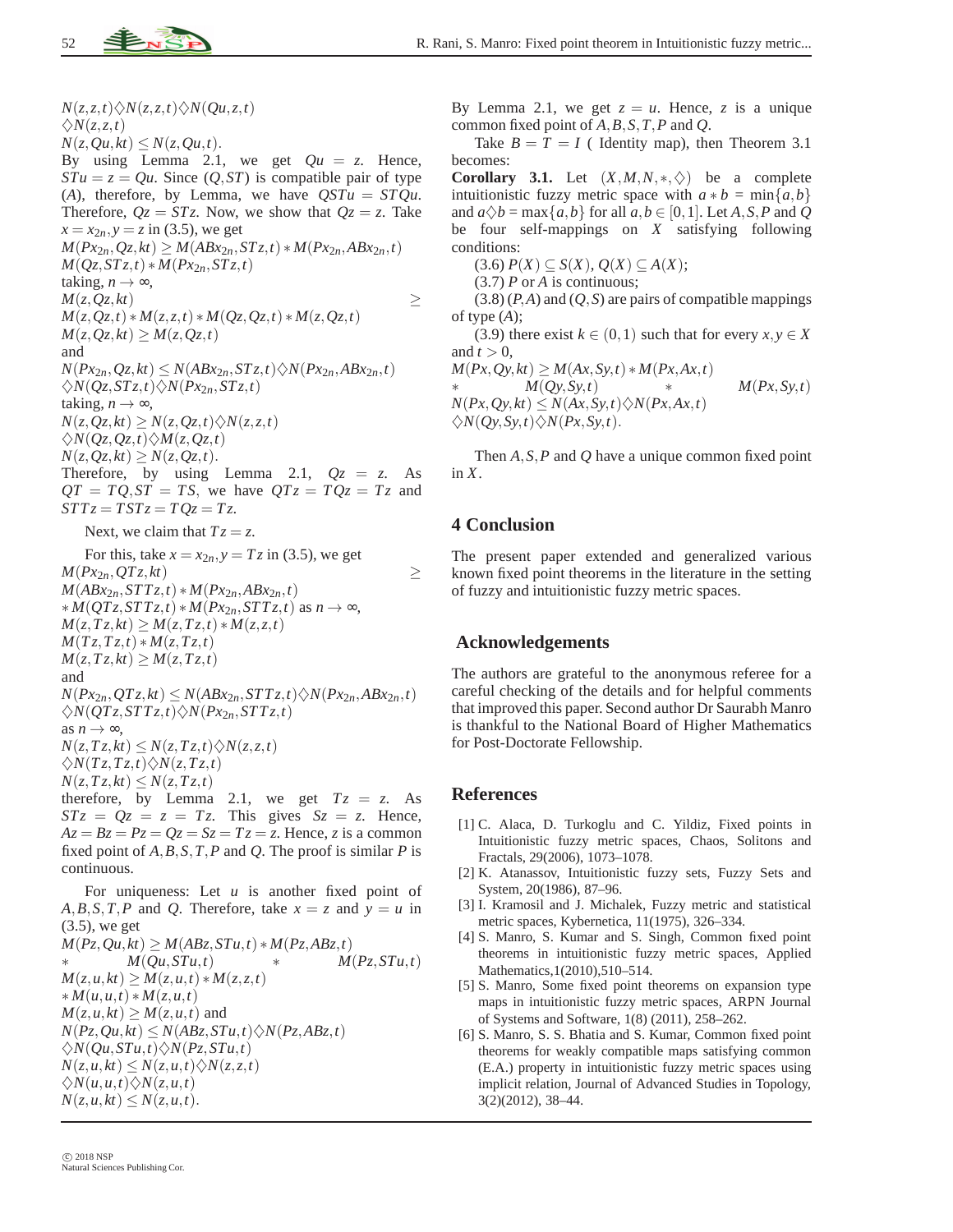$N(z,z,t)\diamondsuit N(z,z,t)\diamondsuit N(Qu,z,t)$
$\diamondsuit N(z,z,t)$
$N(z,Qu,kt) \leq N(z,Qu,t)$.
By using Lemma 2.1, we get $Qu = z$. Hence, $STu = z = Qu$. Since $(Q,ST)$ is compatible pair of type $(A)$, therefore, by Lemma, we have $QSTu = STQu$. Therefore, $Qz = STz$. Now, we show that $Qz = z$. Take $x = x_{2n}, y = z$ in (3.5), we get
$M(Px_{2n},Qz,kt) \geq M(ABx_{2n},STz,t) * M(Px_{2n},ABx_{2n},t)$
$M(Qz,STz,t) * M(Px_{2n},STz,t)$
taking, $n \to \infty$,
$M(z,Qz,kt) \geq$
$M(z,Qz,t) * M(z,z,t) * M(Qz,Qz,t) * M(z,Qz,t)$
$M(z,Qz,kt) \geq M(z,Qz,t)$
and
$N(Px_{2n},Qz,kt) \leq N(ABx_{2n},STz,t)\diamondsuit N(Px_{2n},ABx_{2n},t)$
$\diamondsuit N(Qz,STz,t)\diamondsuit N(Px_{2n},STz,t)$
taking, $n \to \infty$,
$N(z,Qz,kt) \geq N(z,Qz,t)\diamondsuit N(z,z,t)$
$\diamondsuit N(Qz,Qz,t)\diamondsuit M(z,Qz,t)$
$N(z,Qz,kt) \geq N(z,Qz,t)$.
Therefore, by using Lemma 2.1, $Qz = z$. As $QT = TQ, ST = TS$, we have $QTz = TQz = Tz$ and $STTz = TSTz = TQz = Tz$.

Next, we claim that $Tz = z$.

For this, take $x = x_{2n}, y = Tz$ in (3.5), we get
$M(Px_{2n},QTz,kt) \geq$
$M(ABx_{2n},STTz,t) * M(Px_{2n},ABx_{2n},t)$
$* M(QTz,STTz,t) * M(Px_{2n},STTz,t)$ as $n \to \infty$,
$M(z,Tz,kt) \geq M(z,Tz,t) * M(z,z,t)$
$M(Tz,Tz,t) * M(z,Tz,t)$
$M(z,Tz,kt) \geq M(z,Tz,t)$
and
$N(Px_{2n},QTz,kt) \leq N(ABx_{2n},STTz,t)\diamondsuit N(Px_{2n},ABx_{2n},t)$
$\diamondsuit N(QTz,STTz,t)\diamondsuit N(Px_{2n},STTz,t)$
as $n \to \infty$,
$N(z,Tz,kt) \leq N(z,Tz,t)\diamondsuit N(z,z,t)$
$\diamondsuit N(Tz,Tz,t)\diamondsuit N(z,Tz,t)$
$N(z,Tz,kt) \leq N(z,Tz,t)$
therefore, by Lemma 2.1, we get $Tz = z$. As $STz = Qz = z = Tz$. This gives $Sz = z$. Hence, $Az = Bz = Pz = Qz = Sz = Tz = z$. Hence, $z$ is a common fixed point of $A,B,S,T,P$ and $Q$. The proof is similar $P$ is continuous.

For uniqueness: Let $u$ is another fixed point of $A,B,S,T,P$ and $Q$. Therefore, take $x = z$ and $y = u$ in (3.5), we get
$M(Pz,Qu,kt) \geq M(ABz,STu,t) * M(Pz,ABz,t)$
$* \quad M(Qu,STu,t) \quad * \quad M(Pz,STu,t)$
$M(z,u,kt) \geq M(z,u,t) * M(z,z,t)$
$* M(u,u,t) * M(z,u,t)$
$M(z,u,kt) \geq M(z,u,t)$ and
$N(Pz,Qu,kt) \leq N(ABz,STu,t)\diamondsuit N(Pz,ABz,t)$
$\diamondsuit N(Qu,STu,t)\diamondsuit N(Pz,STu,t)$
$N(z,u,kt) \leq N(z,u,t)\diamondsuit N(z,z,t)$
$\diamondsuit N(u,u,t)\diamondsuit N(z,u,t)$
$N(z,u,kt) \leq N(z,u,t)$.

By Lemma 2.1, we get $z = u$. Hence, $z$ is a unique common fixed point of $A,B,S,T,P$ and $Q$.

Take $B = T = I$ ( Identity map), then Theorem 3.1 becomes:

**Corollary 3.1.** Let $(X,M,N,*,\diamondsuit)$ be a complete intuitionistic fuzzy metric space with $a * b = \min\{a,b\}$ and $a\diamondsuit b = \max\{a,b\}$ for all $a,b \in [0,1]$. Let $A,S,P$ and $Q$ be four self-mappings on $X$ satisfying following conditions:

(3.6) $P(X) \subseteq S(X)$, $Q(X) \subseteq A(X)$;

(3.7) $P$ or $A$ is continuous;

(3.8) $(P,A)$ and $(Q,S)$ are pairs of compatible mappings of type $(A)$;

(3.9) there exist $k \in (0,1)$ such that for every $x,y \in X$ and $t > 0$,
$M(Px,Qy,kt) \geq M(Ax,Sy,t) * M(Px,Ax,t)$
$* \quad M(Qy,Sy,t) \quad * \quad M(Px,Sy,t)$
$N(Px,Qy,kt) \leq N(Ax,Sy,t)\diamondsuit N(Px,Ax,t)$
$\diamondsuit N(Qy,Sy,t)\diamondsuit N(Px,Sy,t)$.

Then $A,S,P$ and $Q$ have a unique common fixed point in $X$.

## 4 Conclusion

The present paper extended and generalized various known fixed point theorems in the literature in the setting of fuzzy and intuitionistic fuzzy metric spaces.

## Acknowledgements

The authors are grateful to the anonymous referee for a careful checking of the details and for helpful comments that improved this paper. Second author Dr Saurabh Manro is thankful to the National Board of Higher Mathematics for Post-Doctorate Fellowship.

## References

[1] C. Alaca, D. Turkoglu and C. Yildiz, Fixed points in Intuitionistic fuzzy metric spaces, Chaos, Solitons and Fractals, 29(2006), 1073–1078.

[2] K. Atanassov, Intuitionistic fuzzy sets, Fuzzy Sets and System, 20(1986), 87–96.

[3] I. Kramosil and J. Michalek, Fuzzy metric and statistical metric spaces, Kybernetica, 11(1975), 326–334.

[4] S. Manro, S. Kumar and S. Singh, Common fixed point theorems in intuitionistic fuzzy metric spaces, Applied Mathematics,1(2010),510–514.

[5] S. Manro, Some fixed point theorems on expansion type maps in intuitionistic fuzzy metric spaces, ARPN Journal of Systems and Software, 1(8) (2011), 258–262.

[6] S. Manro, S. S. Bhatia and S. Kumar, Common fixed point theorems for weakly compatible maps satisfying common (E.A.) property in intuitionistic fuzzy metric spaces using implicit relation, Journal of Advanced Studies in Topology, 3(2)(2012), 38–44.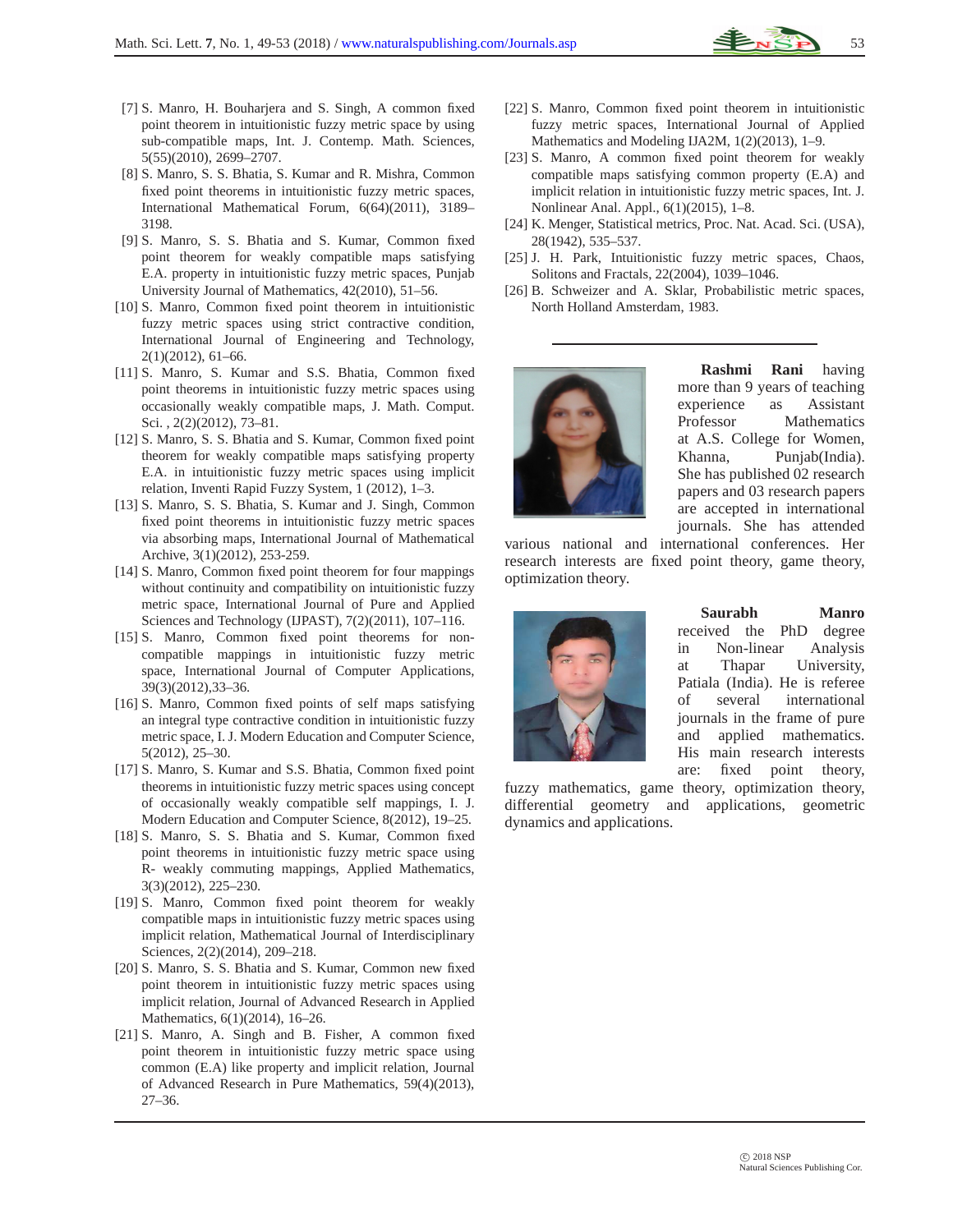[7] S. Manro, H. Bouharjera and S. Singh, A common fixed point theorem in intuitionistic fuzzy metric space by using sub-compatible maps, Int. J. Contemp. Math. Sciences, 5(55)(2010), 2699–2707.

[8] S. Manro, S. S. Bhatia, S. Kumar and R. Mishra, Common fixed point theorems in intuitionistic fuzzy metric spaces, International Mathematical Forum, 6(64)(2011), 3189–3198.

[9] S. Manro, S. S. Bhatia and S. Kumar, Common fixed point theorem for weakly compatible maps satisfying E.A. property in intuitionistic fuzzy metric spaces, Punjab University Journal of Mathematics, 42(2010), 51–56.

[10] S. Manro, Common fixed point theorem in intuitionistic fuzzy metric spaces using strict contractive condition, International Journal of Engineering and Technology, 2(1)(2012), 61–66.

[11] S. Manro, S. Kumar and S.S. Bhatia, Common fixed point theorems in intuitionistic fuzzy metric spaces using occasionally weakly compatible maps, J. Math. Comput. Sci. , 2(2)(2012), 73–81.

[12] S. Manro, S. S. Bhatia and S. Kumar, Common fixed point theorem for weakly compatible maps satisfying property E.A. in intuitionistic fuzzy metric spaces using implicit relation, Inventi Rapid Fuzzy System, 1 (2012), 1–3.

[13] S. Manro, S. S. Bhatia, S. Kumar and J. Singh, Common fixed point theorems in intuitionistic fuzzy metric spaces via absorbing maps, International Journal of Mathematical Archive, 3(1)(2012), 253-259.

[14] S. Manro, Common fixed point theorem for four mappings without continuity and compatibility on intuitionistic fuzzy metric space, International Journal of Pure and Applied Sciences and Technology (IJPAST), 7(2)(2011), 107–116.

[15] S. Manro, Common fixed point theorems for non-compatible mappings in intuitionistic fuzzy metric space, International Journal of Computer Applications, 39(3)(2012),33–36.

[16] S. Manro, Common fixed points of self maps satisfying an integral type contractive condition in intuitionistic fuzzy metric space, I. J. Modern Education and Computer Science, 5(2012), 25–30.

[17] S. Manro, S. Kumar and S.S. Bhatia, Common fixed point theorems in intuitionistic fuzzy metric spaces using concept of occasionally weakly compatible self mappings, I. J. Modern Education and Computer Science, 8(2012), 19–25.

[18] S. Manro, S. S. Bhatia and S. Kumar, Common fixed point theorems in intuitionistic fuzzy metric space using R- weakly commuting mappings, Applied Mathematics, 3(3)(2012), 225–230.

[19] S. Manro, Common fixed point theorem for weakly compatible maps in intuitionistic fuzzy metric spaces using implicit relation, Mathematical Journal of Interdisciplinary Sciences, 2(2)(2014), 209–218.

[20] S. Manro, S. S. Bhatia and S. Kumar, Common new fixed point theorem in intuitionistic fuzzy metric spaces using implicit relation, Journal of Advanced Research in Applied Mathematics, 6(1)(2014), 16–26.

[21] S. Manro, A. Singh and B. Fisher, A common fixed point theorem in intuitionistic fuzzy metric space using common (E.A) like property and implicit relation, Journal of Advanced Research in Pure Mathematics, 59(4)(2013), 27–36.

[22] S. Manro, Common fixed point theorem in intuitionistic fuzzy metric spaces, International Journal of Applied Mathematics and Modeling IJA2M, 1(2)(2013), 1–9.

[23] S. Manro, A common fixed point theorem for weakly compatible maps satisfying common property (E.A) and implicit relation in intuitionistic fuzzy metric spaces, Int. J. Nonlinear Anal. Appl., 6(1)(2015), 1–8.

[24] K. Menger, Statistical metrics, Proc. Nat. Acad. Sci. (USA), 28(1942), 535–537.

[25] J. H. Park, Intuitionistic fuzzy metric spaces, Chaos, Solitons and Fractals, 22(2004), 1039–1046.

[26] B. Schweizer and A. Sklar, Probabilistic metric spaces, North Holland Amsterdam, 1983.

---

**Rashmi Rani** having more than 9 years of teaching experience as Assistant Professor Mathematics at A.S. College for Women, Khanna, Punjab(India). She has published 02 research papers and 03 research papers are accepted in international journals. She has attended various national and international conferences. Her research interests are fixed point theory, game theory, optimization theory.

**Saurabh Manro** received the PhD degree in Non-linear Analysis at Thapar University, Patiala (India). He is referee of several international journals in the frame of pure and applied mathematics. His main research interests are: fixed point theory, fuzzy mathematics, game theory, optimization theory, differential geometry and applications, geometric dynamics and applications.